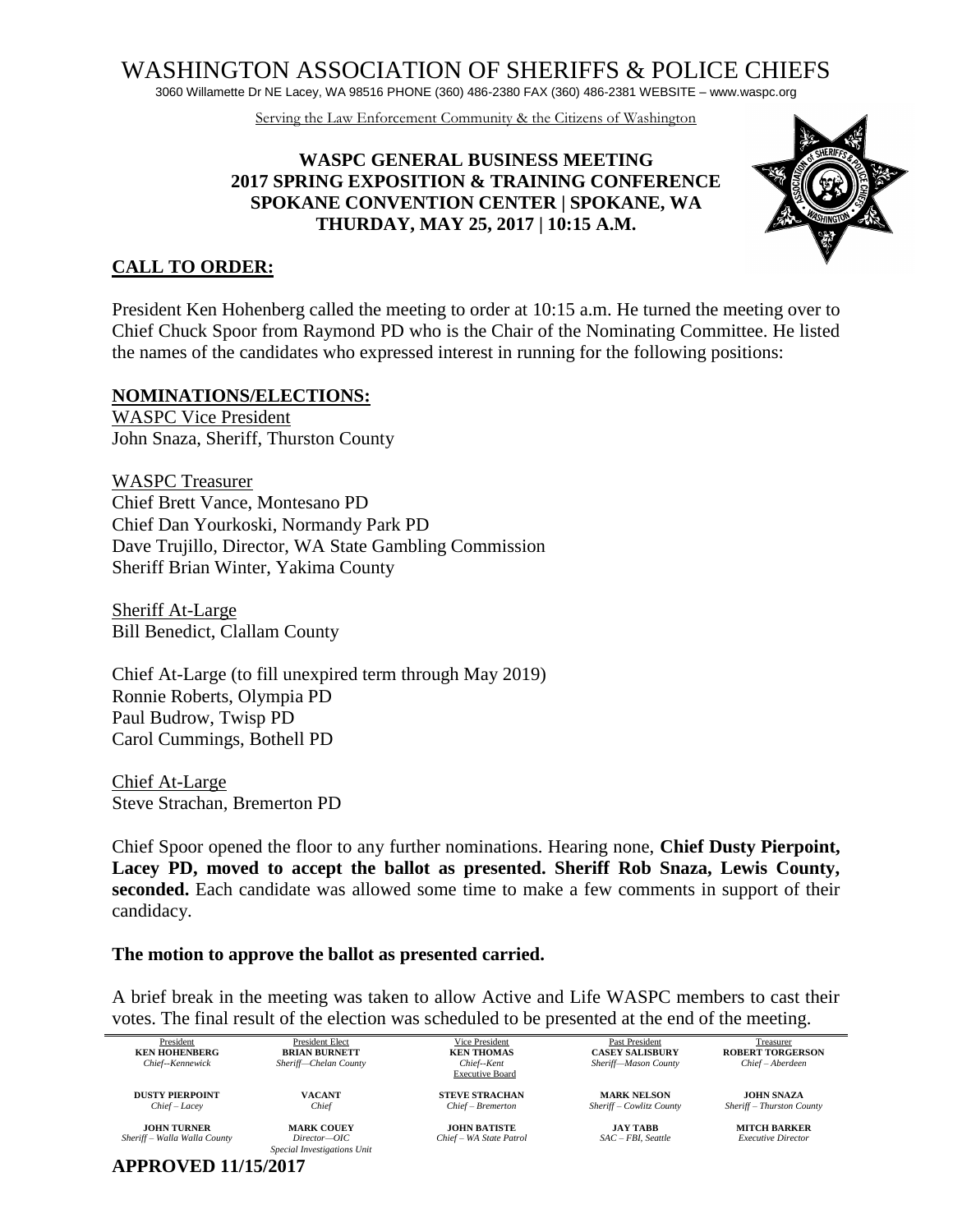# WASHINGTON ASSOCIATION OF SHERIFFS & POLICE CHIEFS

3060 Willamette Dr NE Lacey, WA 98516 PHONE (360) 486-2380 FAX (360) 486-2381 WEBSITE – www.waspc.org

Serving the Law Enforcement Community & the Citizens of Washington

## WASPC GENERAL BUSINESS MEETING
## 2017 SPRING EXPOSITION & TRAINING CONFERENCE
## SPOKANE CONVENTION CENTER | SPOKANE, WA
## THURDAY, MAY 25, 2017 | 10:15 A.M.

### CALL TO ORDER:

President Ken Hohenberg called the meeting to order at 10:15 a.m. He turned the meeting over to Chief Chuck Spoor from Raymond PD who is the Chair of the Nominating Committee. He listed the names of the candidates who expressed interest in running for the following positions:

### NOMINATIONS/ELECTIONS:

WASPC Vice President
John Snaza, Sheriff, Thurston County

WASPC Treasurer
Chief Brett Vance, Montesano PD
Chief Dan Yourkoski, Normandy Park PD
Dave Trujillo, Director, WA State Gambling Commission
Sheriff Brian Winter, Yakima County

Sheriff At-Large
Bill Benedict, Clallam County

Chief At-Large (to fill unexpired term through May 2019)
Ronnie Roberts, Olympia PD
Paul Budrow, Twisp PD
Carol Cummings, Bothell PD

Chief At-Large
Steve Strachan, Bremerton PD

Chief Spoor opened the floor to any further nominations. Hearing none, **Chief Dusty Pierpoint, Lacey PD, moved to accept the ballot as presented. Sheriff Rob Snaza, Lewis County, seconded.** Each candidate was allowed some time to make a few comments in support of their candidacy.

**The motion to approve the ballot as presented carried.**

A brief break in the meeting was taken to allow Active and Life WASPC members to cast their votes. The final result of the election was scheduled to be presented at the end of the meeting.

| President | President Elect | Vice President | Past President | Treasurer |
|---|---|---|---|---|
| **KEN HOHENBERG** *Chief--Kennewick* | **BRIAN BURNETT** *Sheriff—Chelan County* | **KEN THOMAS** *Chief--Kent* | **CASEY SALISBURY** *Sheriff—Mason County* | **ROBERT TORGERSON** *Chief – Aberdeen* |
| | | Executive Board | | |
| **DUSTY PIERPOINT** *Chief – Lacey* | **VACANT** *Chief* | **STEVE STRACHAN** *Chief – Bremerton* | **MARK NELSON** *Sheriff – Cowlitz County* | **JOHN SNAZA** *Sheriff – Thurston County* |
| **JOHN TURNER** *Sheriff – Walla Walla County* | **MARK COUEY** *Director—OIC Special Investigations Unit* | **JOHN BATISTE** *Chief – WA State Patrol* | **JAY TABB** *SAC – FBI, Seattle* | **MITCH BARKER** *Executive Director* |

**APPROVED 11/15/2017**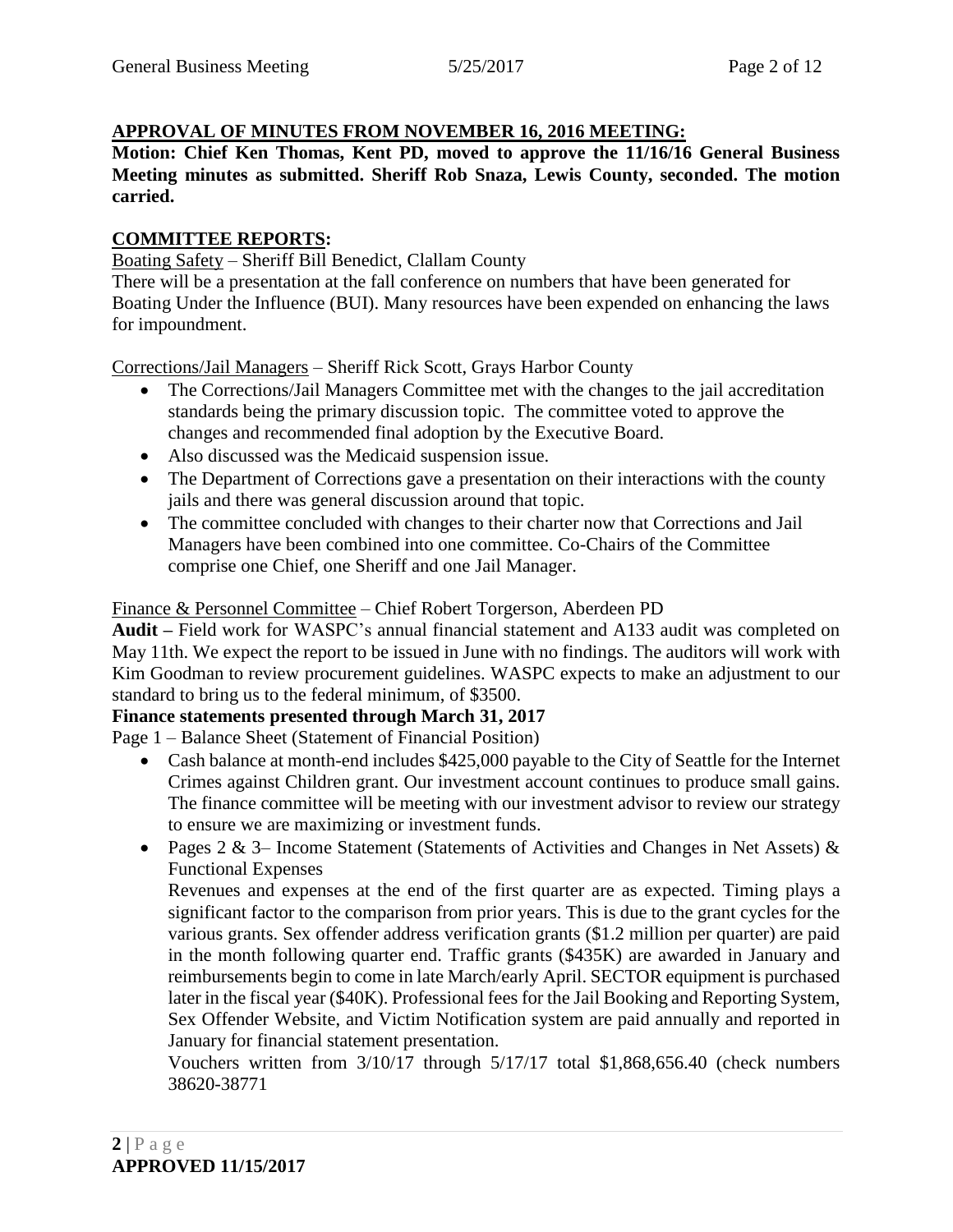**APPROVAL OF MINUTES FROM NOVEMBER 16, 2016 MEETING:**

**Motion: Chief Ken Thomas, Kent PD, moved to approve the 11/16/16 General Business Meeting minutes as submitted. Sheriff Rob Snaza, Lewis County, seconded. The motion carried.**

**COMMITTEE REPORTS:**

Boating Safety – Sheriff Bill Benedict, Clallam County

There will be a presentation at the fall conference on numbers that have been generated for Boating Under the Influence (BUI). Many resources have been expended on enhancing the laws for impoundment.

Corrections/Jail Managers – Sheriff Rick Scott, Grays Harbor County

- The Corrections/Jail Managers Committee met with the changes to the jail accreditation standards being the primary discussion topic. The committee voted to approve the changes and recommended final adoption by the Executive Board.
- Also discussed was the Medicaid suspension issue.
- The Department of Corrections gave a presentation on their interactions with the county jails and there was general discussion around that topic.
- The committee concluded with changes to their charter now that Corrections and Jail Managers have been combined into one committee. Co-Chairs of the Committee comprise one Chief, one Sheriff and one Jail Manager.

Finance & Personnel Committee – Chief Robert Torgerson, Aberdeen PD

**Audit –** Field work for WASPC's annual financial statement and A133 audit was completed on May 11th. We expect the report to be issued in June with no findings. The auditors will work with Kim Goodman to review procurement guidelines. WASPC expects to make an adjustment to our standard to bring us to the federal minimum, of $3500.

**Finance statements presented through March 31, 2017**

Page 1 – Balance Sheet (Statement of Financial Position)

- Cash balance at month-end includes $425,000 payable to the City of Seattle for the Internet Crimes against Children grant. Our investment account continues to produce small gains. The finance committee will be meeting with our investment advisor to review our strategy to ensure we are maximizing or investment funds.
- Pages 2 & 3– Income Statement (Statements of Activities and Changes in Net Assets) & Functional Expenses

  Revenues and expenses at the end of the first quarter are as expected. Timing plays a significant factor to the comparison from prior years. This is due to the grant cycles for the various grants. Sex offender address verification grants ($1.2 million per quarter) are paid in the month following quarter end. Traffic grants ($435K) are awarded in January and reimbursements begin to come in late March/early April. SECTOR equipment is purchased later in the fiscal year ($40K). Professional fees for the Jail Booking and Reporting System, Sex Offender Website, and Victim Notification system are paid annually and reported in January for financial statement presentation.

  Vouchers written from 3/10/17 through 5/17/17 total $1,868,656.40 (check numbers 38620-38771

**APPROVED 11/15/2017**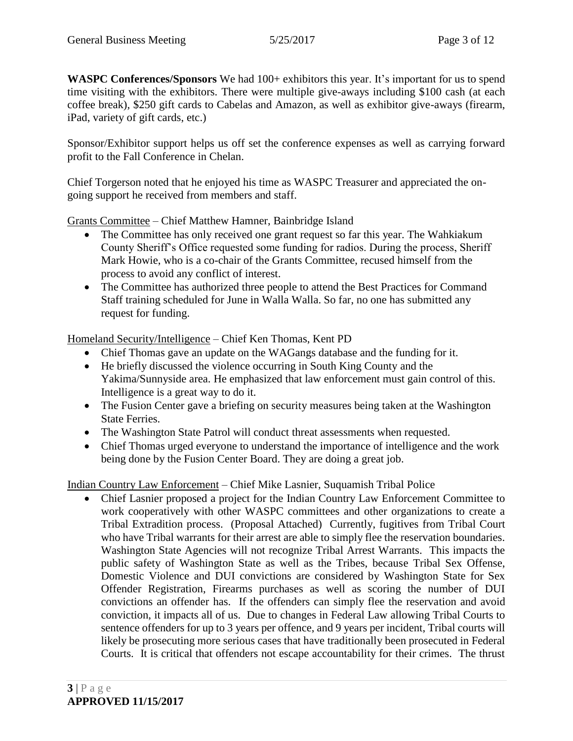**WASPC Conferences/Sponsors** We had 100+ exhibitors this year. It's important for us to spend time visiting with the exhibitors. There were multiple give-aways including $100 cash (at each coffee break), $250 gift cards to Cabelas and Amazon, as well as exhibitor give-aways (firearm, iPad, variety of gift cards, etc.)

Sponsor/Exhibitor support helps us off set the conference expenses as well as carrying forward profit to the Fall Conference in Chelan.

Chief Torgerson noted that he enjoyed his time as WASPC Treasurer and appreciated the on-going support he received from members and staff.

<u>Grants Committee</u> – Chief Matthew Hamner, Bainbridge Island

- The Committee has only received one grant request so far this year. The Wahkiakum County Sheriff's Office requested some funding for radios. During the process, Sheriff Mark Howie, who is a co-chair of the Grants Committee, recused himself from the process to avoid any conflict of interest.
- The Committee has authorized three people to attend the Best Practices for Command Staff training scheduled for June in Walla Walla. So far, no one has submitted any request for funding.

<u>Homeland Security/Intelligence</u> – Chief Ken Thomas, Kent PD

- Chief Thomas gave an update on the WAGangs database and the funding for it.
- He briefly discussed the violence occurring in South King County and the Yakima/Sunnyside area. He emphasized that law enforcement must gain control of this. Intelligence is a great way to do it.
- The Fusion Center gave a briefing on security measures being taken at the Washington State Ferries.
- The Washington State Patrol will conduct threat assessments when requested.
- Chief Thomas urged everyone to understand the importance of intelligence and the work being done by the Fusion Center Board. They are doing a great job.

<u>Indian Country Law Enforcement</u> – Chief Mike Lasnier, Suquamish Tribal Police

- Chief Lasnier proposed a project for the Indian Country Law Enforcement Committee to work cooperatively with other WASPC committees and other organizations to create a Tribal Extradition process. (Proposal Attached) Currently, fugitives from Tribal Court who have Tribal warrants for their arrest are able to simply flee the reservation boundaries. Washington State Agencies will not recognize Tribal Arrest Warrants. This impacts the public safety of Washington State as well as the Tribes, because Tribal Sex Offense, Domestic Violence and DUI convictions are considered by Washington State for Sex Offender Registration, Firearms purchases as well as scoring the number of DUI convictions an offender has. If the offenders can simply flee the reservation and avoid conviction, it impacts all of us. Due to changes in Federal Law allowing Tribal Courts to sentence offenders for up to 3 years per offence, and 9 years per incident, Tribal courts will likely be prosecuting more serious cases that have traditionally been prosecuted in Federal Courts. It is critical that offenders not escape accountability for their crimes. The thrust

**APPROVED 11/15/2017**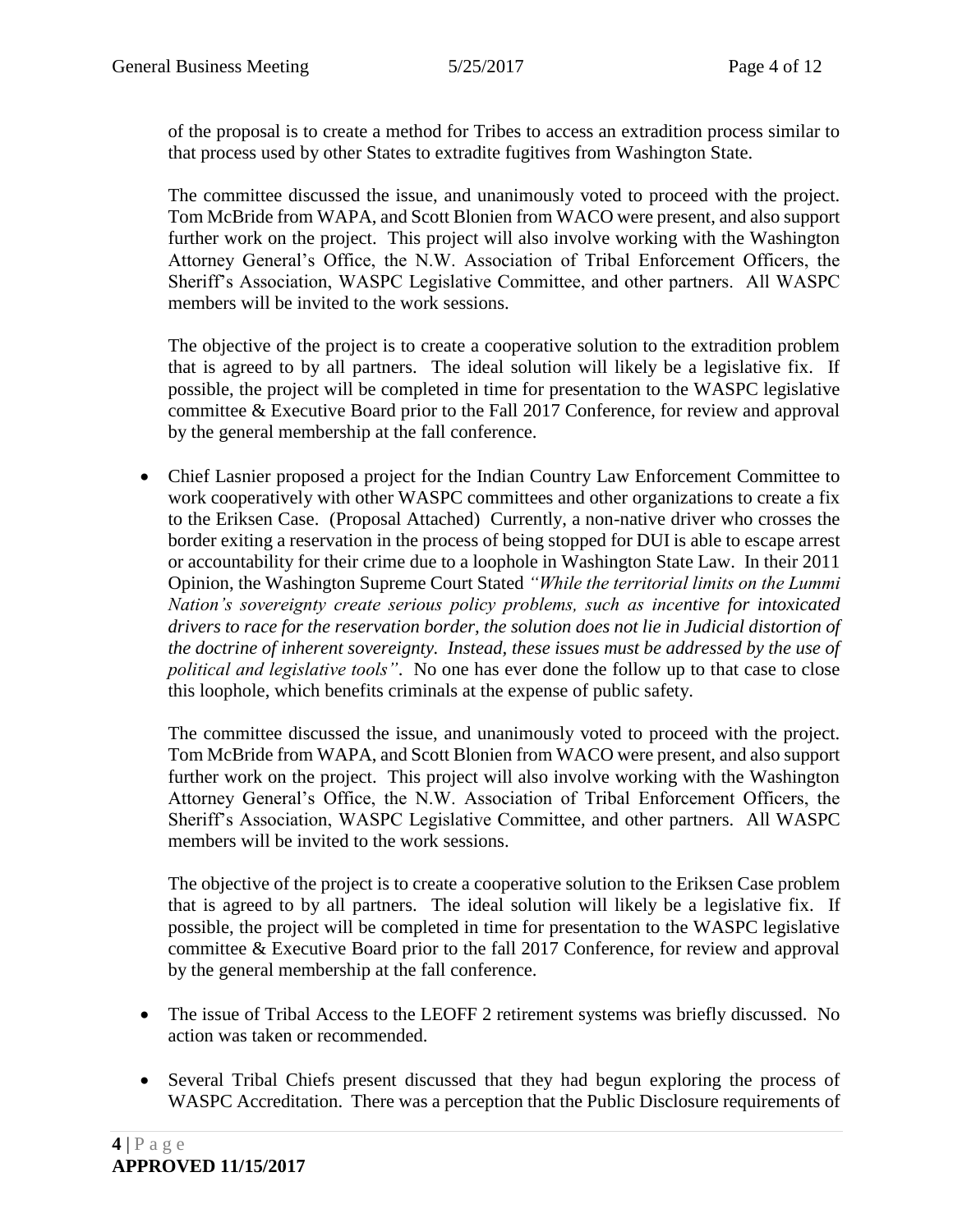of the proposal is to create a method for Tribes to access an extradition process similar to that process used by other States to extradite fugitives from Washington State.

The committee discussed the issue, and unanimously voted to proceed with the project. Tom McBride from WAPA, and Scott Blonien from WACO were present, and also support further work on the project. This project will also involve working with the Washington Attorney General's Office, the N.W. Association of Tribal Enforcement Officers, the Sheriff's Association, WASPC Legislative Committee, and other partners. All WASPC members will be invited to the work sessions.

The objective of the project is to create a cooperative solution to the extradition problem that is agreed to by all partners. The ideal solution will likely be a legislative fix. If possible, the project will be completed in time for presentation to the WASPC legislative committee & Executive Board prior to the Fall 2017 Conference, for review and approval by the general membership at the fall conference.

- Chief Lasnier proposed a project for the Indian Country Law Enforcement Committee to work cooperatively with other WASPC committees and other organizations to create a fix to the Eriksen Case. (Proposal Attached) Currently, a non-native driver who crosses the border exiting a reservation in the process of being stopped for DUI is able to escape arrest or accountability for their crime due to a loophole in Washington State Law. In their 2011 Opinion, the Washington Supreme Court Stated *"While the territorial limits on the Lummi Nation's sovereignty create serious policy problems, such as incentive for intoxicated drivers to race for the reservation border, the solution does not lie in Judicial distortion of the doctrine of inherent sovereignty. Instead, these issues must be addressed by the use of political and legislative tools"*. No one has ever done the follow up to that case to close this loophole, which benefits criminals at the expense of public safety.

  The committee discussed the issue, and unanimously voted to proceed with the project. Tom McBride from WAPA, and Scott Blonien from WACO were present, and also support further work on the project. This project will also involve working with the Washington Attorney General's Office, the N.W. Association of Tribal Enforcement Officers, the Sheriff's Association, WASPC Legislative Committee, and other partners. All WASPC members will be invited to the work sessions.

  The objective of the project is to create a cooperative solution to the Eriksen Case problem that is agreed to by all partners. The ideal solution will likely be a legislative fix. If possible, the project will be completed in time for presentation to the WASPC legislative committee & Executive Board prior to the fall 2017 Conference, for review and approval by the general membership at the fall conference.

- The issue of Tribal Access to the LEOFF 2 retirement systems was briefly discussed. No action was taken or recommended.

- Several Tribal Chiefs present discussed that they had begun exploring the process of WASPC Accreditation. There was a perception that the Public Disclosure requirements of

**APPROVED 11/15/2017**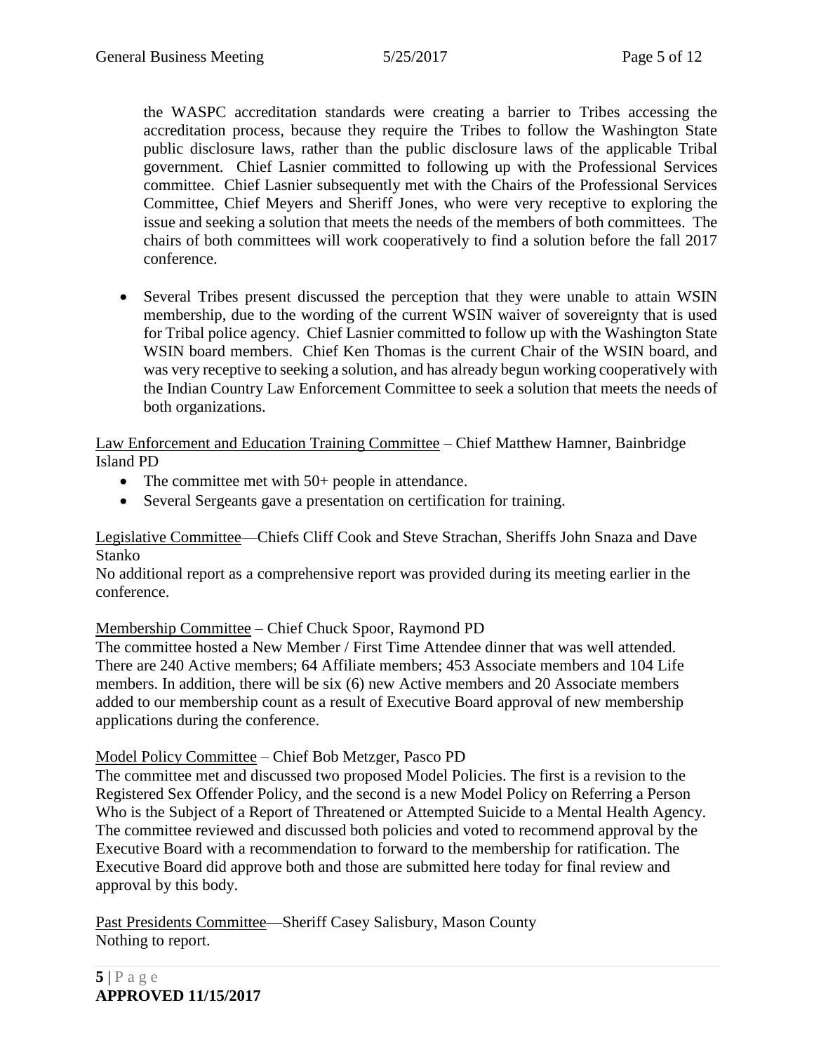the WASPC accreditation standards were creating a barrier to Tribes accessing the accreditation process, because they require the Tribes to follow the Washington State public disclosure laws, rather than the public disclosure laws of the applicable Tribal government. Chief Lasnier committed to following up with the Professional Services committee. Chief Lasnier subsequently met with the Chairs of the Professional Services Committee, Chief Meyers and Sheriff Jones, who were very receptive to exploring the issue and seeking a solution that meets the needs of the members of both committees. The chairs of both committees will work cooperatively to find a solution before the fall 2017 conference.

- Several Tribes present discussed the perception that they were unable to attain WSIN membership, due to the wording of the current WSIN waiver of sovereignty that is used for Tribal police agency. Chief Lasnier committed to follow up with the Washington State WSIN board members. Chief Ken Thomas is the current Chair of the WSIN board, and was very receptive to seeking a solution, and has already begun working cooperatively with the Indian Country Law Enforcement Committee to seek a solution that meets the needs of both organizations.

<u>Law Enforcement and Education Training Committee</u> – Chief Matthew Hamner, Bainbridge Island PD

- The committee met with 50+ people in attendance.
- Several Sergeants gave a presentation on certification for training.

<u>Legislative Committee</u>—Chiefs Cliff Cook and Steve Strachan, Sheriffs John Snaza and Dave Stanko

No additional report as a comprehensive report was provided during its meeting earlier in the conference.

<u>Membership Committee</u> – Chief Chuck Spoor, Raymond PD

The committee hosted a New Member / First Time Attendee dinner that was well attended. There are 240 Active members; 64 Affiliate members; 453 Associate members and 104 Life members. In addition, there will be six (6) new Active members and 20 Associate members added to our membership count as a result of Executive Board approval of new membership applications during the conference.

<u>Model Policy Committee</u> – Chief Bob Metzger, Pasco PD

The committee met and discussed two proposed Model Policies. The first is a revision to the Registered Sex Offender Policy, and the second is a new Model Policy on Referring a Person Who is the Subject of a Report of Threatened or Attempted Suicide to a Mental Health Agency. The committee reviewed and discussed both policies and voted to recommend approval by the Executive Board with a recommendation to forward to the membership for ratification. The Executive Board did approve both and those are submitted here today for final review and approval by this body.

<u>Past Presidents Committee</u>—Sheriff Casey Salisbury, Mason County

Nothing to report.

**APPROVED 11/15/2017**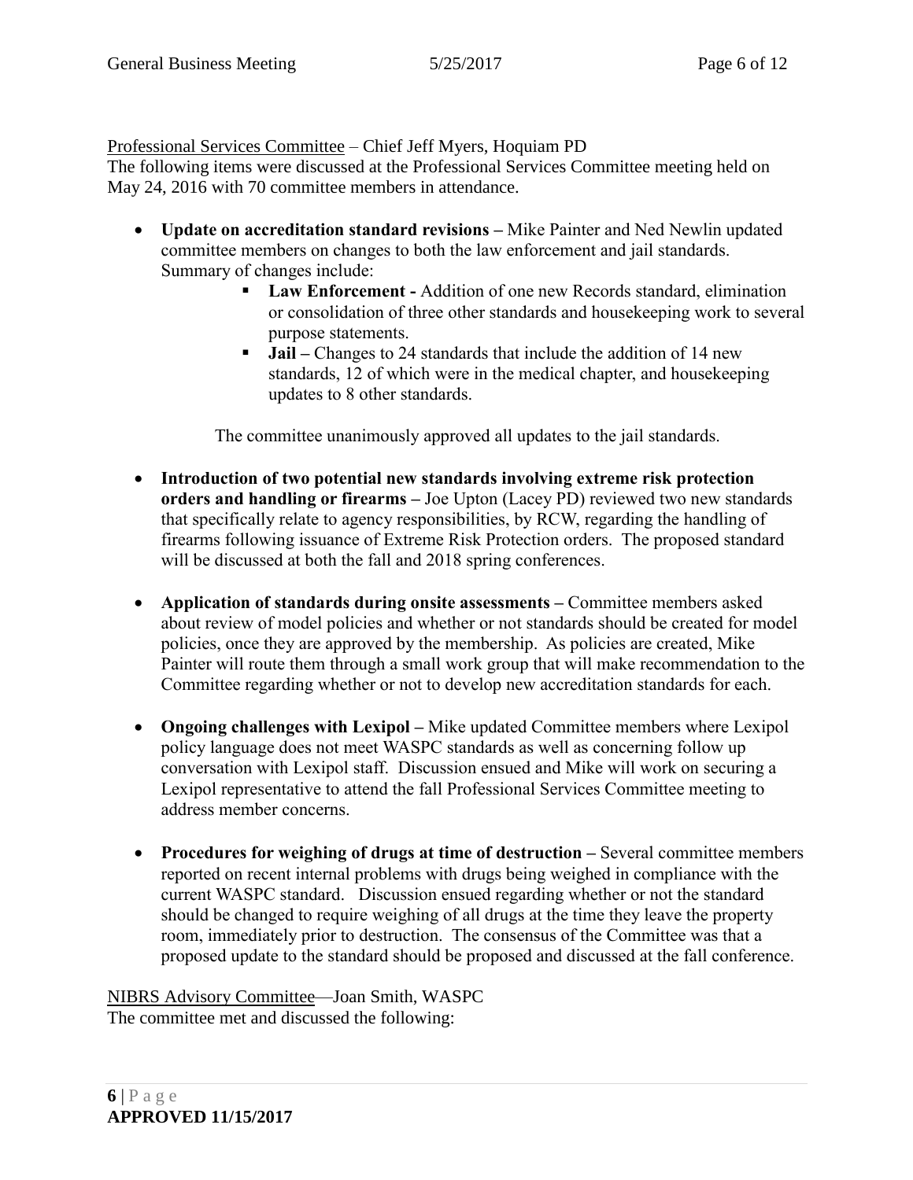Professional Services Committee – Chief Jeff Myers, Hoquiam PD

The following items were discussed at the Professional Services Committee meeting held on May 24, 2016 with 70 committee members in attendance.

- **Update on accreditation standard revisions –** Mike Painter and Ned Newlin updated committee members on changes to both the law enforcement and jail standards. Summary of changes include:
    - **Law Enforcement -** Addition of one new Records standard, elimination or consolidation of three other standards and housekeeping work to several purpose statements.
    - **Jail –** Changes to 24 standards that include the addition of 14 new standards, 12 of which were in the medical chapter, and housekeeping updates to 8 other standards.

  The committee unanimously approved all updates to the jail standards.

- **Introduction of two potential new standards involving extreme risk protection orders and handling or firearms –** Joe Upton (Lacey PD) reviewed two new standards that specifically relate to agency responsibilities, by RCW, regarding the handling of firearms following issuance of Extreme Risk Protection orders. The proposed standard will be discussed at both the fall and 2018 spring conferences.

- **Application of standards during onsite assessments –** Committee members asked about review of model policies and whether or not standards should be created for model policies, once they are approved by the membership. As policies are created, Mike Painter will route them through a small work group that will make recommendation to the Committee regarding whether or not to develop new accreditation standards for each.

- **Ongoing challenges with Lexipol –** Mike updated Committee members where Lexipol policy language does not meet WASPC standards as well as concerning follow up conversation with Lexipol staff. Discussion ensued and Mike will work on securing a Lexipol representative to attend the fall Professional Services Committee meeting to address member concerns.

- **Procedures for weighing of drugs at time of destruction –** Several committee members reported on recent internal problems with drugs being weighed in compliance with the current WASPC standard. Discussion ensued regarding whether or not the standard should be changed to require weighing of all drugs at the time they leave the property room, immediately prior to destruction. The consensus of the Committee was that a proposed update to the standard should be proposed and discussed at the fall conference.

NIBRS Advisory Committee—Joan Smith, WASPC

The committee met and discussed the following:

**APPROVED 11/15/2017**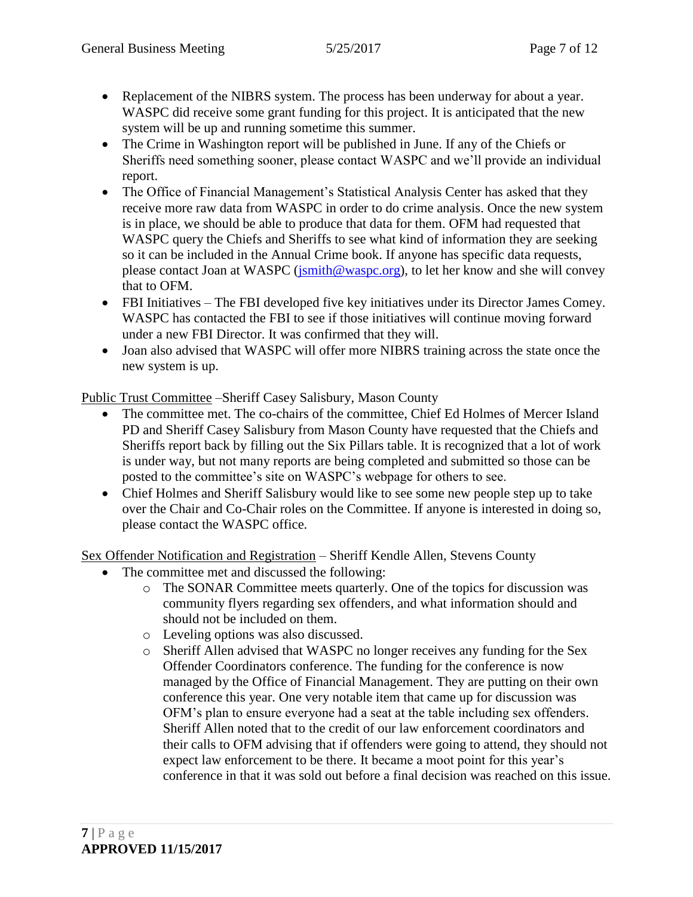- Replacement of the NIBRS system. The process has been underway for about a year. WASPC did receive some grant funding for this project. It is anticipated that the new system will be up and running sometime this summer.
- The Crime in Washington report will be published in June. If any of the Chiefs or Sheriffs need something sooner, please contact WASPC and we'll provide an individual report.
- The Office of Financial Management's Statistical Analysis Center has asked that they receive more raw data from WASPC in order to do crime analysis. Once the new system is in place, we should be able to produce that data for them. OFM had requested that WASPC query the Chiefs and Sheriffs to see what kind of information they are seeking so it can be included in the Annual Crime book. If anyone has specific data requests, please contact Joan at WASPC ([jsmith@waspc.org](mailto:jsmith@waspc.org)), to let her know and she will convey that to OFM.
- FBI Initiatives – The FBI developed five key initiatives under its Director James Comey. WASPC has contacted the FBI to see if those initiatives will continue moving forward under a new FBI Director. It was confirmed that they will.
- Joan also advised that WASPC will offer more NIBRS training across the state once the new system is up.

<u>Public Trust Committee</u> –Sheriff Casey Salisbury, Mason County

- The committee met. The co-chairs of the committee, Chief Ed Holmes of Mercer Island PD and Sheriff Casey Salisbury from Mason County have requested that the Chiefs and Sheriffs report back by filling out the Six Pillars table. It is recognized that a lot of work is under way, but not many reports are being completed and submitted so those can be posted to the committee's site on WASPC's webpage for others to see.
- Chief Holmes and Sheriff Salisbury would like to see some new people step up to take over the Chair and Co-Chair roles on the Committee. If anyone is interested in doing so, please contact the WASPC office.

<u>Sex Offender Notification and Registration</u> – Sheriff Kendle Allen, Stevens County

- The committee met and discussed the following:
  - The SONAR Committee meets quarterly. One of the topics for discussion was community flyers regarding sex offenders, and what information should and should not be included on them.
  - Leveling options was also discussed.
  - Sheriff Allen advised that WASPC no longer receives any funding for the Sex Offender Coordinators conference. The funding for the conference is now managed by the Office of Financial Management. They are putting on their own conference this year. One very notable item that came up for discussion was OFM's plan to ensure everyone had a seat at the table including sex offenders. Sheriff Allen noted that to the credit of our law enforcement coordinators and their calls to OFM advising that if offenders were going to attend, they should not expect law enforcement to be there. It became a moot point for this year's conference in that it was sold out before a final decision was reached on this issue.

**APPROVED 11/15/2017**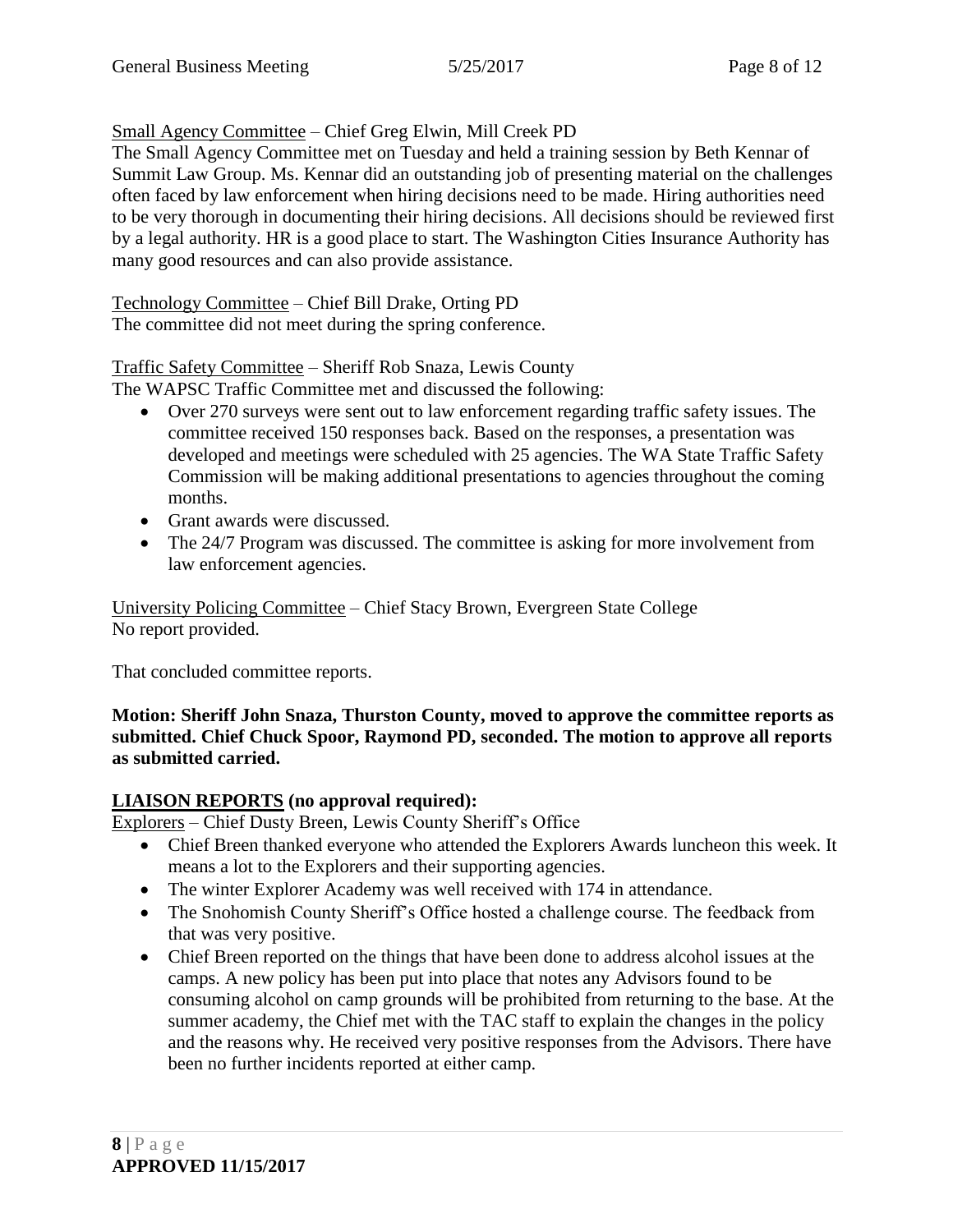Small Agency Committee – Chief Greg Elwin, Mill Creek PD

The Small Agency Committee met on Tuesday and held a training session by Beth Kennar of Summit Law Group. Ms. Kennar did an outstanding job of presenting material on the challenges often faced by law enforcement when hiring decisions need to be made. Hiring authorities need to be very thorough in documenting their hiring decisions. All decisions should be reviewed first by a legal authority. HR is a good place to start. The Washington Cities Insurance Authority has many good resources and can also provide assistance.

Technology Committee – Chief Bill Drake, Orting PD

The committee did not meet during the spring conference.

Traffic Safety Committee – Sheriff Rob Snaza, Lewis County

The WAPSC Traffic Committee met and discussed the following:

- Over 270 surveys were sent out to law enforcement regarding traffic safety issues. The committee received 150 responses back. Based on the responses, a presentation was developed and meetings were scheduled with 25 agencies. The WA State Traffic Safety Commission will be making additional presentations to agencies throughout the coming months.
- Grant awards were discussed.
- The 24/7 Program was discussed. The committee is asking for more involvement from law enforcement agencies.

University Policing Committee – Chief Stacy Brown, Evergreen State College

No report provided.

That concluded committee reports.

**Motion: Sheriff John Snaza, Thurston County, moved to approve the committee reports as submitted. Chief Chuck Spoor, Raymond PD, seconded. The motion to approve all reports as submitted carried.**

## LIAISON REPORTS (no approval required):

Explorers – Chief Dusty Breen, Lewis County Sheriff's Office

- Chief Breen thanked everyone who attended the Explorers Awards luncheon this week. It means a lot to the Explorers and their supporting agencies.
- The winter Explorer Academy was well received with 174 in attendance.
- The Snohomish County Sheriff's Office hosted a challenge course. The feedback from that was very positive.
- Chief Breen reported on the things that have been done to address alcohol issues at the camps. A new policy has been put into place that notes any Advisors found to be consuming alcohol on camp grounds will be prohibited from returning to the base. At the summer academy, the Chief met with the TAC staff to explain the changes in the policy and the reasons why. He received very positive responses from the Advisors. There have been no further incidents reported at either camp.

**APPROVED 11/15/2017**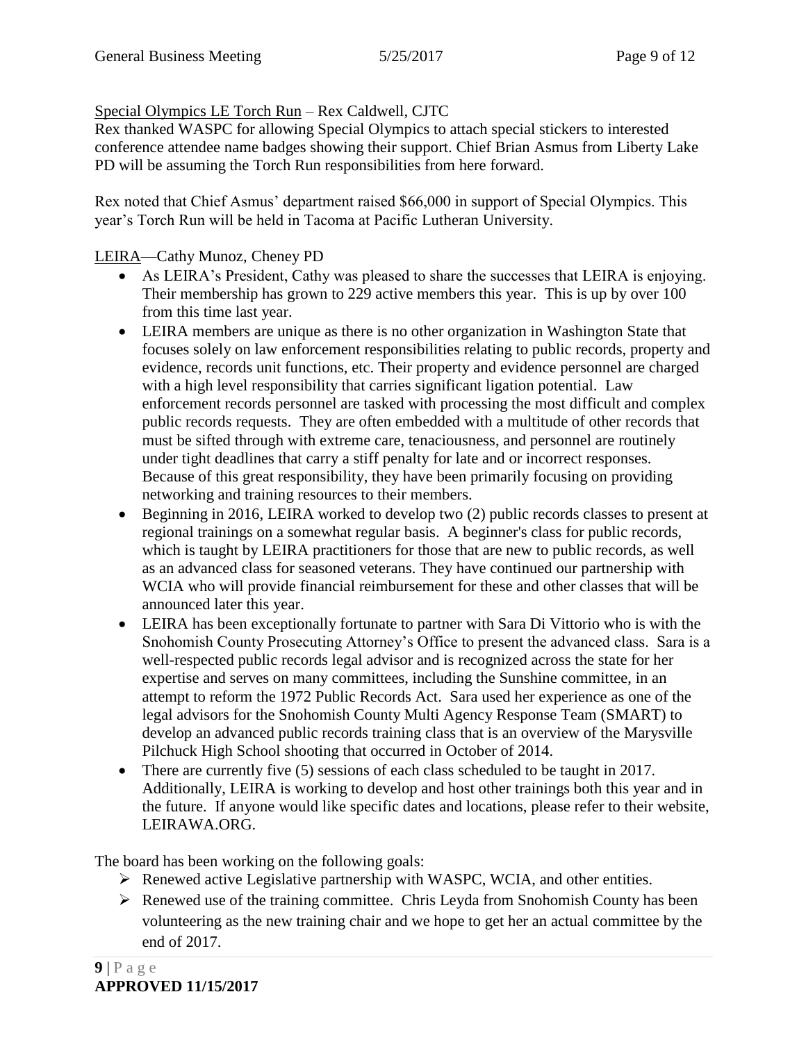Special Olympics LE Torch Run – Rex Caldwell, CJTC

Rex thanked WASPC for allowing Special Olympics to attach special stickers to interested conference attendee name badges showing their support. Chief Brian Asmus from Liberty Lake PD will be assuming the Torch Run responsibilities from here forward.

Rex noted that Chief Asmus' department raised $66,000 in support of Special Olympics. This year's Torch Run will be held in Tacoma at Pacific Lutheran University.

LEIRA—Cathy Munoz, Cheney PD

- As LEIRA's President, Cathy was pleased to share the successes that LEIRA is enjoying. Their membership has grown to 229 active members this year. This is up by over 100 from this time last year.
- LEIRA members are unique as there is no other organization in Washington State that focuses solely on law enforcement responsibilities relating to public records, property and evidence, records unit functions, etc. Their property and evidence personnel are charged with a high level responsibility that carries significant ligation potential. Law enforcement records personnel are tasked with processing the most difficult and complex public records requests. They are often embedded with a multitude of other records that must be sifted through with extreme care, tenaciousness, and personnel are routinely under tight deadlines that carry a stiff penalty for late and or incorrect responses. Because of this great responsibility, they have been primarily focusing on providing networking and training resources to their members.
- Beginning in 2016, LEIRA worked to develop two (2) public records classes to present at regional trainings on a somewhat regular basis. A beginner's class for public records, which is taught by LEIRA practitioners for those that are new to public records, as well as an advanced class for seasoned veterans. They have continued our partnership with WCIA who will provide financial reimbursement for these and other classes that will be announced later this year.
- LEIRA has been exceptionally fortunate to partner with Sara Di Vittorio who is with the Snohomish County Prosecuting Attorney's Office to present the advanced class. Sara is a well-respected public records legal advisor and is recognized across the state for her expertise and serves on many committees, including the Sunshine committee, in an attempt to reform the 1972 Public Records Act. Sara used her experience as one of the legal advisors for the Snohomish County Multi Agency Response Team (SMART) to develop an advanced public records training class that is an overview of the Marysville Pilchuck High School shooting that occurred in October of 2014.
- There are currently five (5) sessions of each class scheduled to be taught in 2017. Additionally, LEIRA is working to develop and host other trainings both this year and in the future. If anyone would like specific dates and locations, please refer to their website, LEIRAWA.ORG.

The board has been working on the following goals:

- Renewed active Legislative partnership with WASPC, WCIA, and other entities.
- Renewed use of the training committee. Chris Leyda from Snohomish County has been volunteering as the new training chair and we hope to get her an actual committee by the end of 2017.

**APPROVED 11/15/2017**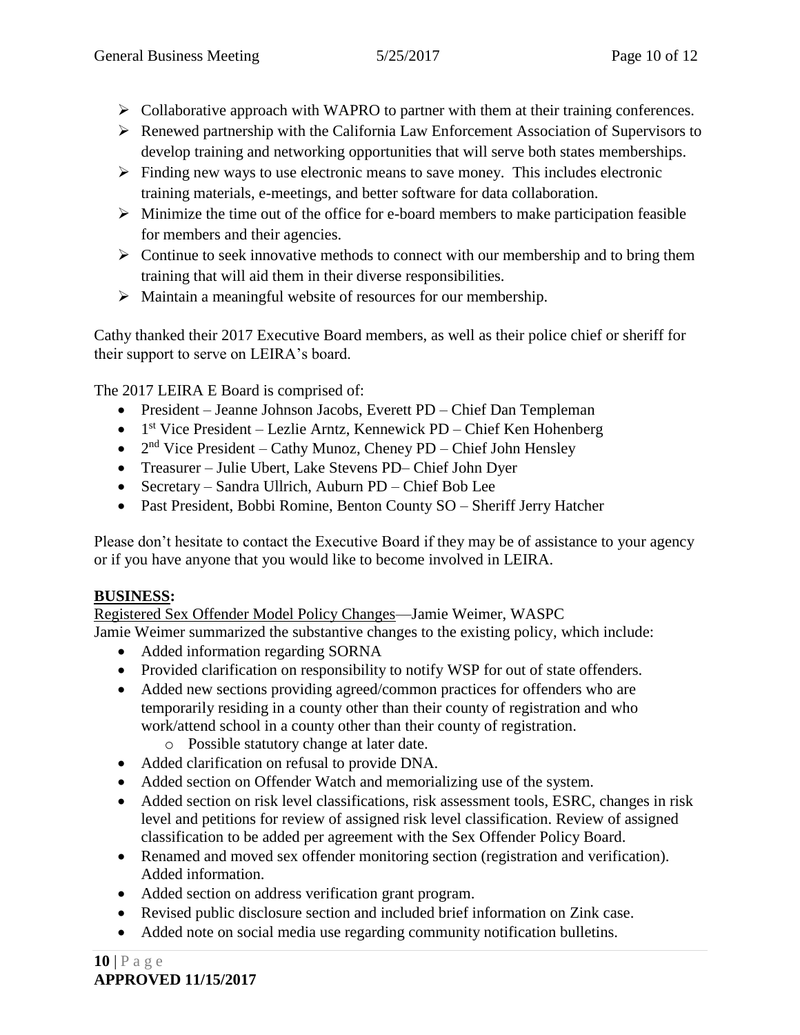- ➢ Collaborative approach with WAPRO to partner with them at their training conferences.
- ➢ Renewed partnership with the California Law Enforcement Association of Supervisors to develop training and networking opportunities that will serve both states memberships.
- ➢ Finding new ways to use electronic means to save money. This includes electronic training materials, e-meetings, and better software for data collaboration.
- ➢ Minimize the time out of the office for e-board members to make participation feasible for members and their agencies.
- ➢ Continue to seek innovative methods to connect with our membership and to bring them training that will aid them in their diverse responsibilities.
- ➢ Maintain a meaningful website of resources for our membership.

Cathy thanked their 2017 Executive Board members, as well as their police chief or sheriff for their support to serve on LEIRA's board.

The 2017 LEIRA E Board is comprised of:

- President – Jeanne Johnson Jacobs, Everett PD – Chief Dan Templeman
- 1st Vice President – Lezlie Arntz, Kennewick PD – Chief Ken Hohenberg
- 2nd Vice President – Cathy Munoz, Cheney PD – Chief John Hensley
- Treasurer – Julie Ubert, Lake Stevens PD– Chief John Dyer
- Secretary – Sandra Ullrich, Auburn PD – Chief Bob Lee
- Past President, Bobbi Romine, Benton County SO – Sheriff Jerry Hatcher

Please don't hesitate to contact the Executive Board if they may be of assistance to your agency or if you have anyone that you would like to become involved in LEIRA.

**BUSINESS:**

Registered Sex Offender Model Policy Changes—Jamie Weimer, WASPC

Jamie Weimer summarized the substantive changes to the existing policy, which include:

- Added information regarding SORNA
- Provided clarification on responsibility to notify WSP for out of state offenders.
- Added new sections providing agreed/common practices for offenders who are temporarily residing in a county other than their county of registration and who work/attend school in a county other than their county of registration.
  - Possible statutory change at later date.
- Added clarification on refusal to provide DNA.
- Added section on Offender Watch and memorializing use of the system.
- Added section on risk level classifications, risk assessment tools, ESRC, changes in risk level and petitions for review of assigned risk level classification. Review of assigned classification to be added per agreement with the Sex Offender Policy Board.
- Renamed and moved sex offender monitoring section (registration and verification). Added information.
- Added section on address verification grant program.
- Revised public disclosure section and included brief information on Zink case.
- Added note on social media use regarding community notification bulletins.

**APPROVED 11/15/2017**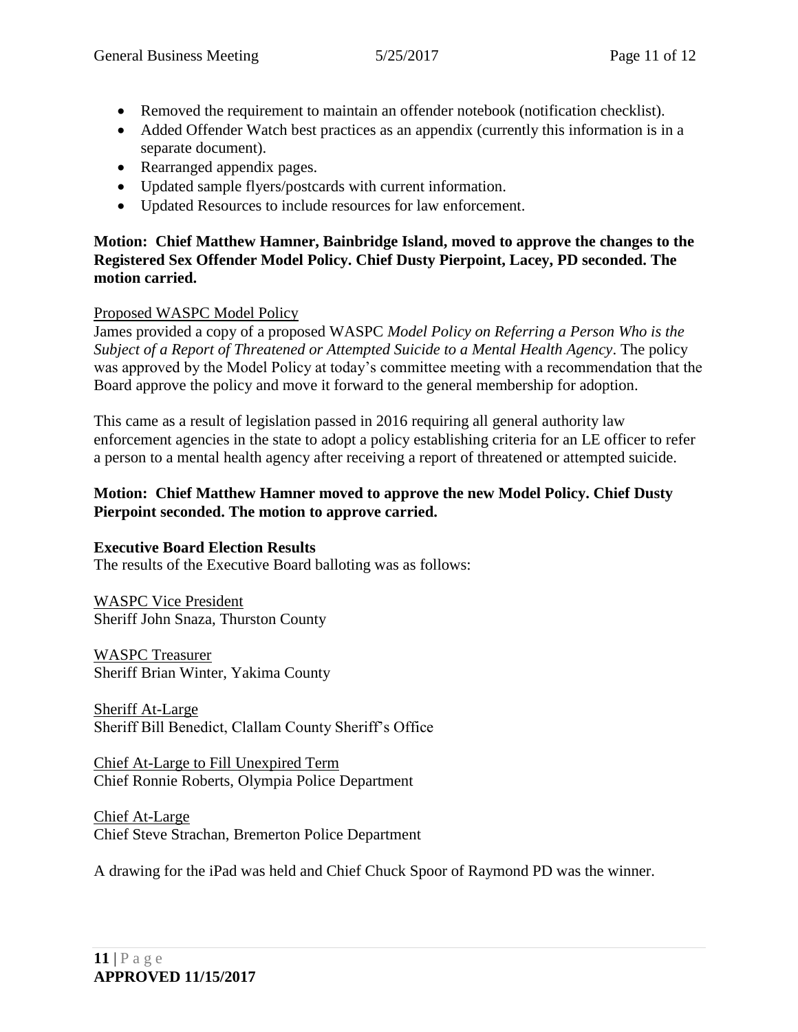- Removed the requirement to maintain an offender notebook (notification checklist).
- Added Offender Watch best practices as an appendix (currently this information is in a separate document).
- Rearranged appendix pages.
- Updated sample flyers/postcards with current information.
- Updated Resources to include resources for law enforcement.

**Motion: Chief Matthew Hamner, Bainbridge Island, moved to approve the changes to the Registered Sex Offender Model Policy. Chief Dusty Pierpoint, Lacey, PD seconded. The motion carried.**

Proposed WASPC Model Policy

James provided a copy of a proposed WASPC *Model Policy on Referring a Person Who is the Subject of a Report of Threatened or Attempted Suicide to a Mental Health Agency*. The policy was approved by the Model Policy at today's committee meeting with a recommendation that the Board approve the policy and move it forward to the general membership for adoption.

This came as a result of legislation passed in 2016 requiring all general authority law enforcement agencies in the state to adopt a policy establishing criteria for an LE officer to refer a person to a mental health agency after receiving a report of threatened or attempted suicide.

**Motion: Chief Matthew Hamner moved to approve the new Model Policy. Chief Dusty Pierpoint seconded. The motion to approve carried.**

**Executive Board Election Results**

The results of the Executive Board balloting was as follows:

WASPC Vice President
Sheriff John Snaza, Thurston County

WASPC Treasurer
Sheriff Brian Winter, Yakima County

Sheriff At-Large
Sheriff Bill Benedict, Clallam County Sheriff's Office

Chief At-Large to Fill Unexpired Term
Chief Ronnie Roberts, Olympia Police Department

Chief At-Large
Chief Steve Strachan, Bremerton Police Department

A drawing for the iPad was held and Chief Chuck Spoor of Raymond PD was the winner.

**APPROVED 11/15/2017**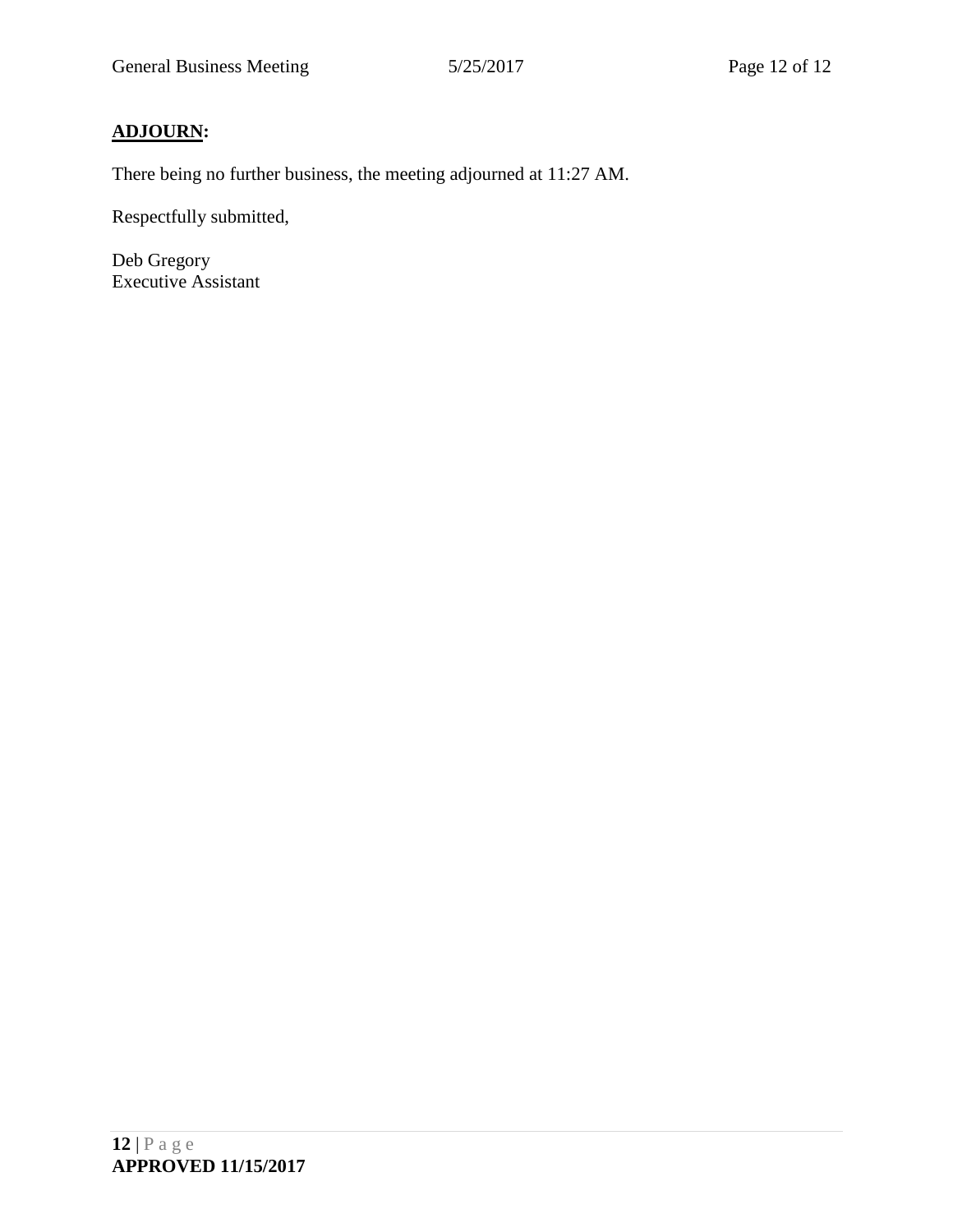**ADJOURN:**

There being no further business, the meeting adjourned at 11:27 AM.

Respectfully submitted,

Deb Gregory  
Executive Assistant

**APPROVED 11/15/2017**